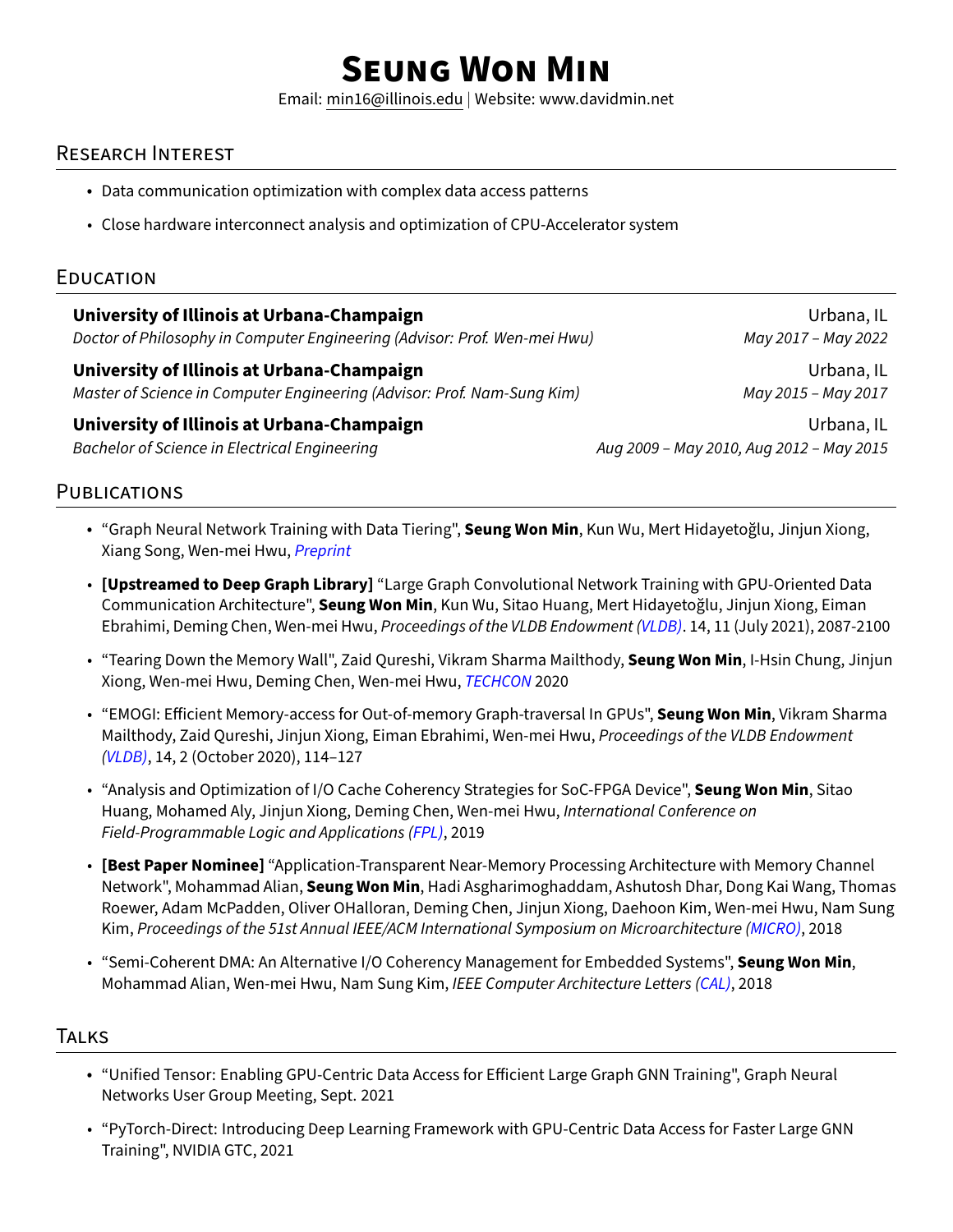# Seung Won Min

Email: min16@illinois.edu | Website: www.davidmin.net

## Research Interest

- Data communication optimization with complex data access patterns
- Close hardware interconnect analysis and optimization of CPU-Accelerator system

## Education

**University of Illinois at Urbana-Champaign** — Urbana, IL
*Doctor of Philosophy in Computer Engineering (Advisor: Prof. Wen-mei Hwu)* — *May 2017 – May 2022*

**University of Illinois at Urbana-Champaign** — Urbana, IL
*Master of Science in Computer Engineering (Advisor: Prof. Nam-Sung Kim)* — *May 2015 – May 2017*

**University of Illinois at Urbana-Champaign** — Urbana, IL
*Bachelor of Science in Electrical Engineering* — *Aug 2009 – May 2010, Aug 2012 – May 2015*

## Publications

- "Graph Neural Network Training with Data Tiering", **Seung Won Min**, Kun Wu, Mert Hidayetoğlu, Jinjun Xiong, Xiang Song, Wen-mei Hwu, *Preprint*
- **[Upstreamed to Deep Graph Library]** "Large Graph Convolutional Network Training with GPU-Oriented Data Communication Architecture", **Seung Won Min**, Kun Wu, Sitao Huang, Mert Hidayetoğlu, Jinjun Xiong, Eiman Ebrahimi, Deming Chen, Wen-mei Hwu, *Proceedings of the VLDB Endowment (VLDB)*. 14, 11 (July 2021), 2087-2100
- "Tearing Down the Memory Wall", Zaid Qureshi, Vikram Sharma Mailthody, **Seung Won Min**, I-Hsin Chung, Jinjun Xiong, Wen-mei Hwu, Deming Chen, Wen-mei Hwu, *TECHCON* 2020
- "EMOGI: Efficient Memory-access for Out-of-memory Graph-traversal In GPUs", **Seung Won Min**, Vikram Sharma Mailthody, Zaid Qureshi, Jinjun Xiong, Eiman Ebrahimi, Wen-mei Hwu, *Proceedings of the VLDB Endowment (VLDB)*, 14, 2 (October 2020), 114–127
- "Analysis and Optimization of I/O Cache Coherency Strategies for SoC-FPGA Device", **Seung Won Min**, Sitao Huang, Mohamed Aly, Jinjun Xiong, Deming Chen, Wen-mei Hwu, *International Conference on Field-Programmable Logic and Applications (FPL)*, 2019
- **[Best Paper Nominee]** "Application-Transparent Near-Memory Processing Architecture with Memory Channel Network", Mohammad Alian, **Seung Won Min**, Hadi Asgharimoghaddam, Ashutosh Dhar, Dong Kai Wang, Thomas Roewer, Adam McPadden, Oliver OHalloran, Deming Chen, Jinjun Xiong, Daehoon Kim, Wen-mei Hwu, Nam Sung Kim, *Proceedings of the 51st Annual IEEE/ACM International Symposium on Microarchitecture (MICRO)*, 2018
- "Semi-Coherent DMA: An Alternative I/O Coherency Management for Embedded Systems", **Seung Won Min**, Mohammad Alian, Wen-mei Hwu, Nam Sung Kim, *IEEE Computer Architecture Letters (CAL)*, 2018

## Talks

- "Unified Tensor: Enabling GPU-Centric Data Access for Efficient Large Graph GNN Training", Graph Neural Networks User Group Meeting, Sept. 2021
- "PyTorch-Direct: Introducing Deep Learning Framework with GPU-Centric Data Access for Faster Large GNN Training", NVIDIA GTC, 2021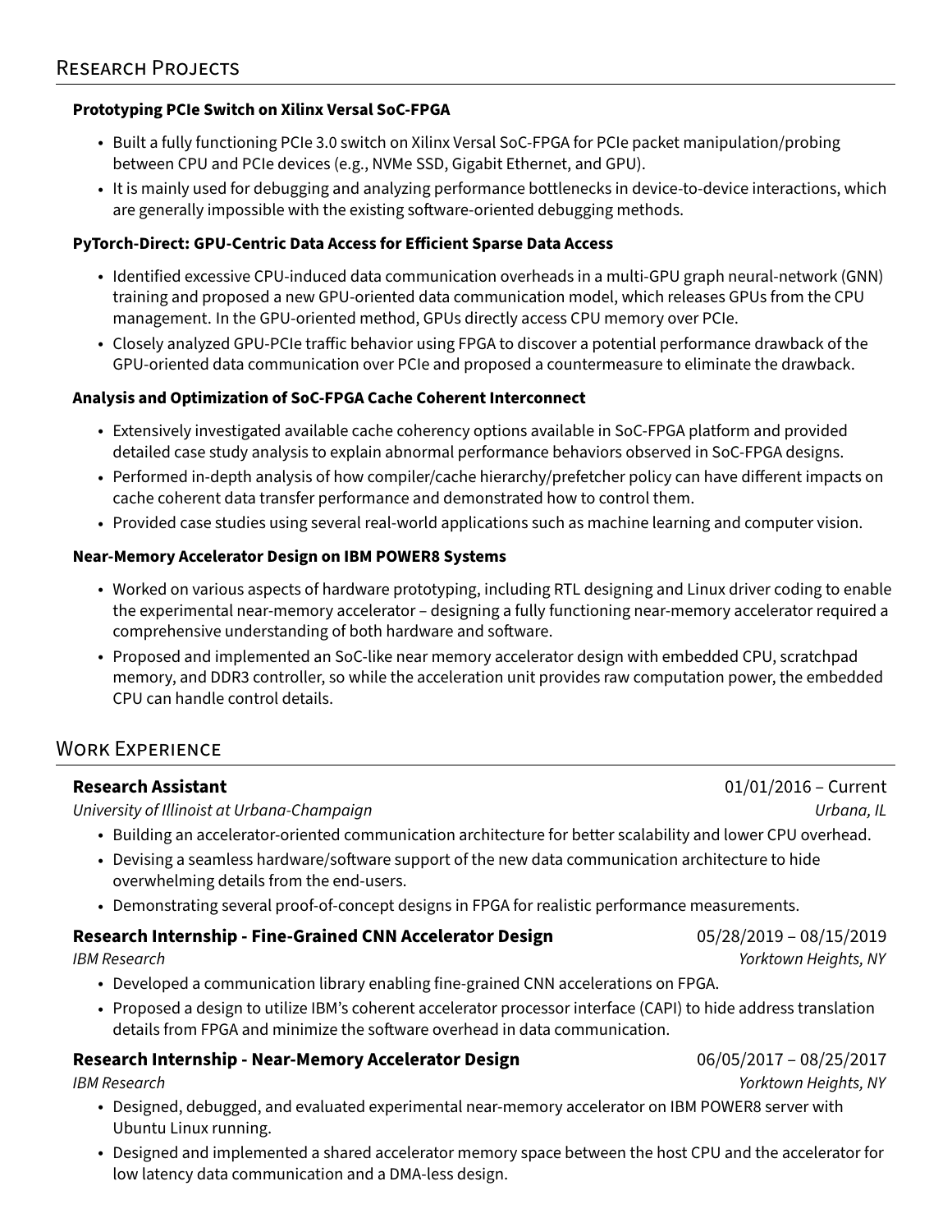## Research Projects

**Prototyping PCIe Switch on Xilinx Versal SoC-FPGA**

- Built a fully functioning PCIe 3.0 switch on Xilinx Versal SoC-FPGA for PCIe packet manipulation/probing between CPU and PCIe devices (e.g., NVMe SSD, Gigabit Ethernet, and GPU).
- It is mainly used for debugging and analyzing performance bottlenecks in device-to-device interactions, which are generally impossible with the existing software-oriented debugging methods.

**PyTorch-Direct: GPU-Centric Data Access for Efficient Sparse Data Access**

- Identified excessive CPU-induced data communication overheads in a multi-GPU graph neural-network (GNN) training and proposed a new GPU-oriented data communication model, which releases GPUs from the CPU management. In the GPU-oriented method, GPUs directly access CPU memory over PCIe.
- Closely analyzed GPU-PCIe traffic behavior using FPGA to discover a potential performance drawback of the GPU-oriented data communication over PCIe and proposed a countermeasure to eliminate the drawback.

**Analysis and Optimization of SoC-FPGA Cache Coherent Interconnect**

- Extensively investigated available cache coherency options available in SoC-FPGA platform and provided detailed case study analysis to explain abnormal performance behaviors observed in SoC-FPGA designs.
- Performed in-depth analysis of how compiler/cache hierarchy/prefetcher policy can have different impacts on cache coherent data transfer performance and demonstrated how to control them.
- Provided case studies using several real-world applications such as machine learning and computer vision.

**Near-Memory Accelerator Design on IBM POWER8 Systems**

- Worked on various aspects of hardware prototyping, including RTL designing and Linux driver coding to enable the experimental near-memory accelerator – designing a fully functioning near-memory accelerator required a comprehensive understanding of both hardware and software.
- Proposed and implemented an SoC-like near memory accelerator design with embedded CPU, scratchpad memory, and DDR3 controller, so while the acceleration unit provides raw computation power, the embedded CPU can handle control details.

## Work Experience

**Research Assistant** — 01/01/2016 – Current
*University of Illinois at Urbana-Champaign* — *Urbana, IL*

- Building an accelerator-oriented communication architecture for better scalability and lower CPU overhead.
- Devising a seamless hardware/software support of the new data communication architecture to hide overwhelming details from the end-users.
- Demonstrating several proof-of-concept designs in FPGA for realistic performance measurements.

**Research Internship - Fine-Grained CNN Accelerator Design** — 05/28/2019 – 08/15/2019
*IBM Research* — *Yorktown Heights, NY*

- Developed a communication library enabling fine-grained CNN accelerations on FPGA.
- Proposed a design to utilize IBM's coherent accelerator processor interface (CAPI) to hide address translation details from FPGA and minimize the software overhead in data communication.

**Research Internship - Near-Memory Accelerator Design** — 06/05/2017 – 08/25/2017
*IBM Research* — *Yorktown Heights, NY*

- Designed, debugged, and evaluated experimental near-memory accelerator on IBM POWER8 server with Ubuntu Linux running.
- Designed and implemented a shared accelerator memory space between the host CPU and the accelerator for low latency data communication and a DMA-less design.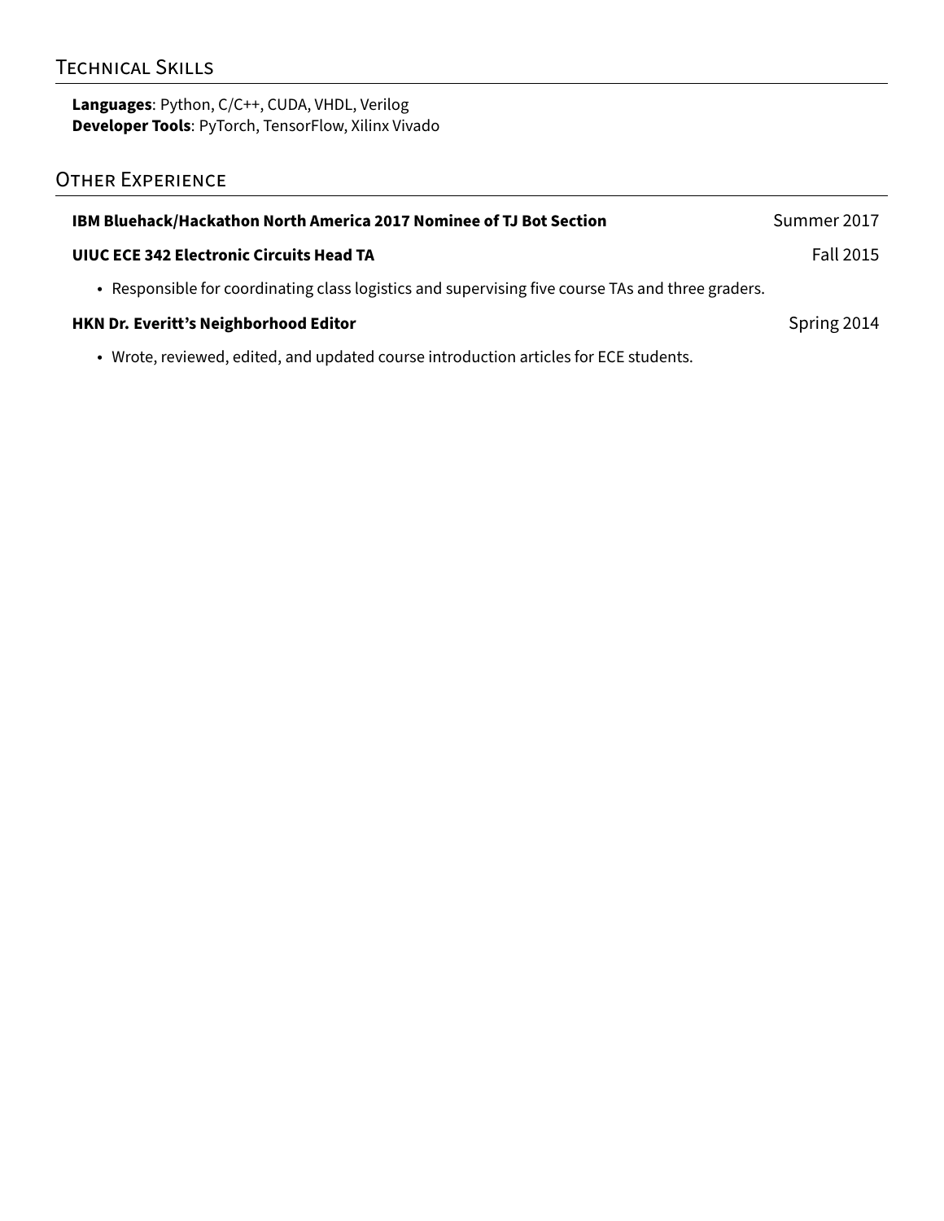## Technical Skills

**Languages**: Python, C/C++, CUDA, VHDL, Verilog
**Developer Tools**: PyTorch, TensorFlow, Xilinx Vivado

## Other Experience

**IBM Bluehack/Hackathon North America 2017 Nominee of TJ Bot Section** — Summer 2017

**UIUC ECE 342 Electronic Circuits Head TA** — Fall 2015

- Responsible for coordinating class logistics and supervising five course TAs and three graders.

**HKN Dr. Everitt's Neighborhood Editor** — Spring 2014

- Wrote, reviewed, edited, and updated course introduction articles for ECE students.